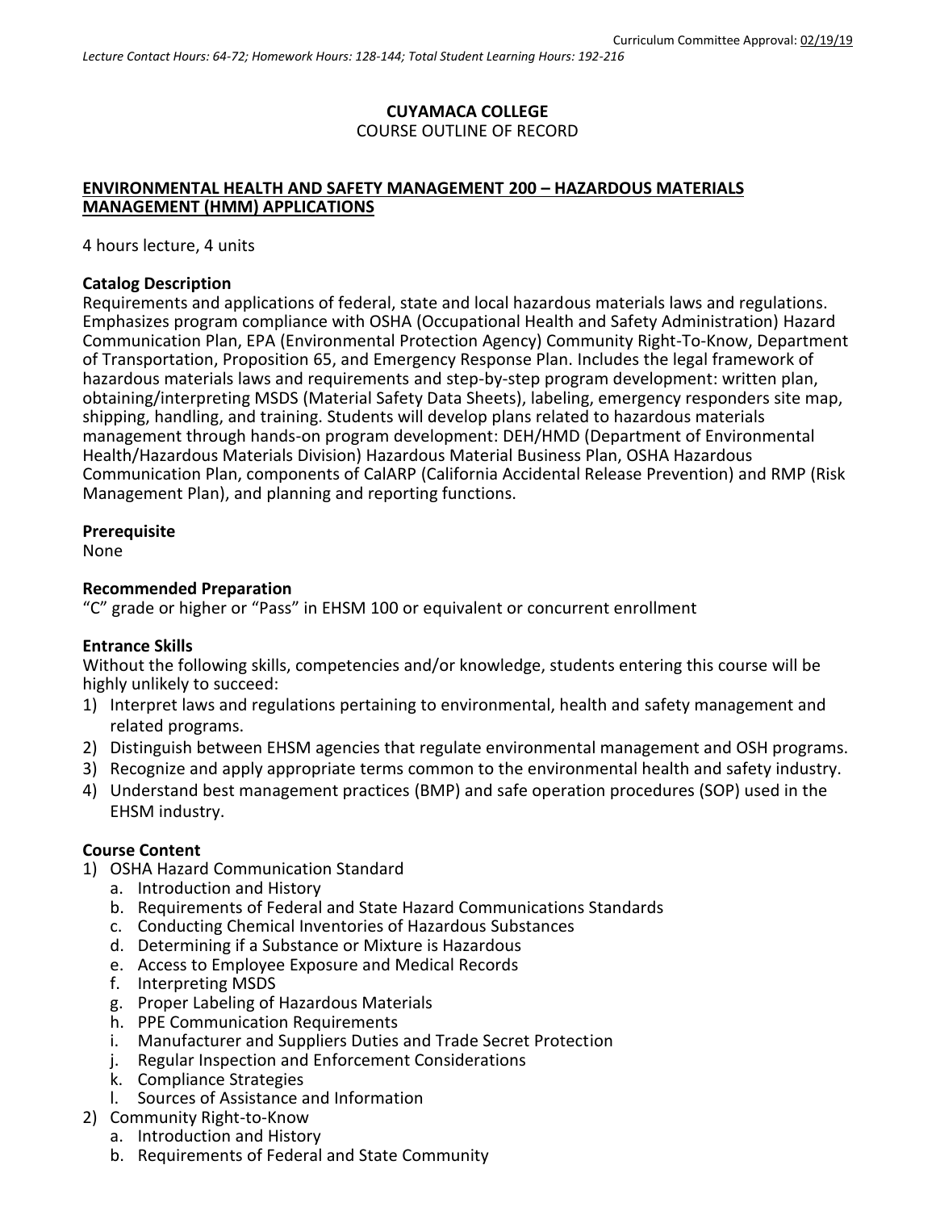Curriculum Committee Approval: 02/19/19

*Lecture Contact Hours: 64-72; Homework Hours: 128-144; Total Student Learning Hours: 192-216*

**CUYAMACA COLLEGE**
COURSE OUTLINE OF RECORD

**ENVIRONMENTAL HEALTH AND SAFETY MANAGEMENT 200 – HAZARDOUS MATERIALS MANAGEMENT (HMM) APPLICATIONS**

4 hours lecture, 4 units

**Catalog Description**

Requirements and applications of federal, state and local hazardous materials laws and regulations. Emphasizes program compliance with OSHA (Occupational Health and Safety Administration) Hazard Communication Plan, EPA (Environmental Protection Agency) Community Right-To-Know, Department of Transportation, Proposition 65, and Emergency Response Plan. Includes the legal framework of hazardous materials laws and requirements and step-by-step program development: written plan, obtaining/interpreting MSDS (Material Safety Data Sheets), labeling, emergency responders site map, shipping, handling, and training. Students will develop plans related to hazardous materials management through hands-on program development: DEH/HMD (Department of Environmental Health/Hazardous Materials Division) Hazardous Material Business Plan, OSHA Hazardous Communication Plan, components of CalARP (California Accidental Release Prevention) and RMP (Risk Management Plan), and planning and reporting functions.

**Prerequisite**

None

**Recommended Preparation**

"C" grade or higher or "Pass" in EHSM 100 or equivalent or concurrent enrollment

**Entrance Skills**

Without the following skills, competencies and/or knowledge, students entering this course will be highly unlikely to succeed:

1) Interpret laws and regulations pertaining to environmental, health and safety management and related programs.
2) Distinguish between EHSM agencies that regulate environmental management and OSH programs.
3) Recognize and apply appropriate terms common to the environmental health and safety industry.
4) Understand best management practices (BMP) and safe operation procedures (SOP) used in the EHSM industry.

**Course Content**

1) OSHA Hazard Communication Standard
   a. Introduction and History
   b. Requirements of Federal and State Hazard Communications Standards
   c. Conducting Chemical Inventories of Hazardous Substances
   d. Determining if a Substance or Mixture is Hazardous
   e. Access to Employee Exposure and Medical Records
   f. Interpreting MSDS
   g. Proper Labeling of Hazardous Materials
   h. PPE Communication Requirements
   i. Manufacturer and Suppliers Duties and Trade Secret Protection
   j. Regular Inspection and Enforcement Considerations
   k. Compliance Strategies
   l. Sources of Assistance and Information
2) Community Right-to-Know
   a. Introduction and History
   b. Requirements of Federal and State Community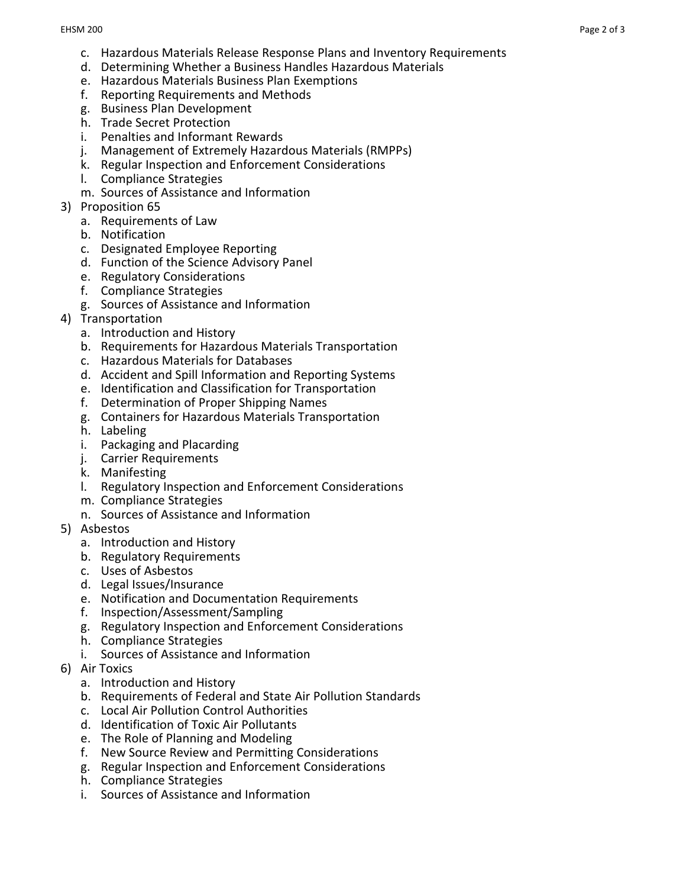c. Hazardous Materials Release Response Plans and Inventory Requirements
   d. Determining Whether a Business Handles Hazardous Materials
   e. Hazardous Materials Business Plan Exemptions
   f. Reporting Requirements and Methods
   g. Business Plan Development
   h. Trade Secret Protection
   i. Penalties and Informant Rewards
   j. Management of Extremely Hazardous Materials (RMPPs)
   k. Regular Inspection and Enforcement Considerations
   l. Compliance Strategies
   m. Sources of Assistance and Information

3) Proposition 65
   a. Requirements of Law
   b. Notification
   c. Designated Employee Reporting
   d. Function of the Science Advisory Panel
   e. Regulatory Considerations
   f. Compliance Strategies
   g. Sources of Assistance and Information

4) Transportation
   a. Introduction and History
   b. Requirements for Hazardous Materials Transportation
   c. Hazardous Materials for Databases
   d. Accident and Spill Information and Reporting Systems
   e. Identification and Classification for Transportation
   f. Determination of Proper Shipping Names
   g. Containers for Hazardous Materials Transportation
   h. Labeling
   i. Packaging and Placarding
   j. Carrier Requirements
   k. Manifesting
   l. Regulatory Inspection and Enforcement Considerations
   m. Compliance Strategies
   n. Sources of Assistance and Information

5) Asbestos
   a. Introduction and History
   b. Regulatory Requirements
   c. Uses of Asbestos
   d. Legal Issues/Insurance
   e. Notification and Documentation Requirements
   f. Inspection/Assessment/Sampling
   g. Regulatory Inspection and Enforcement Considerations
   h. Compliance Strategies
   i. Sources of Assistance and Information

6) Air Toxics
   a. Introduction and History
   b. Requirements of Federal and State Air Pollution Standards
   c. Local Air Pollution Control Authorities
   d. Identification of Toxic Air Pollutants
   e. The Role of Planning and Modeling
   f. New Source Review and Permitting Considerations
   g. Regular Inspection and Enforcement Considerations
   h. Compliance Strategies
   i. Sources of Assistance and Information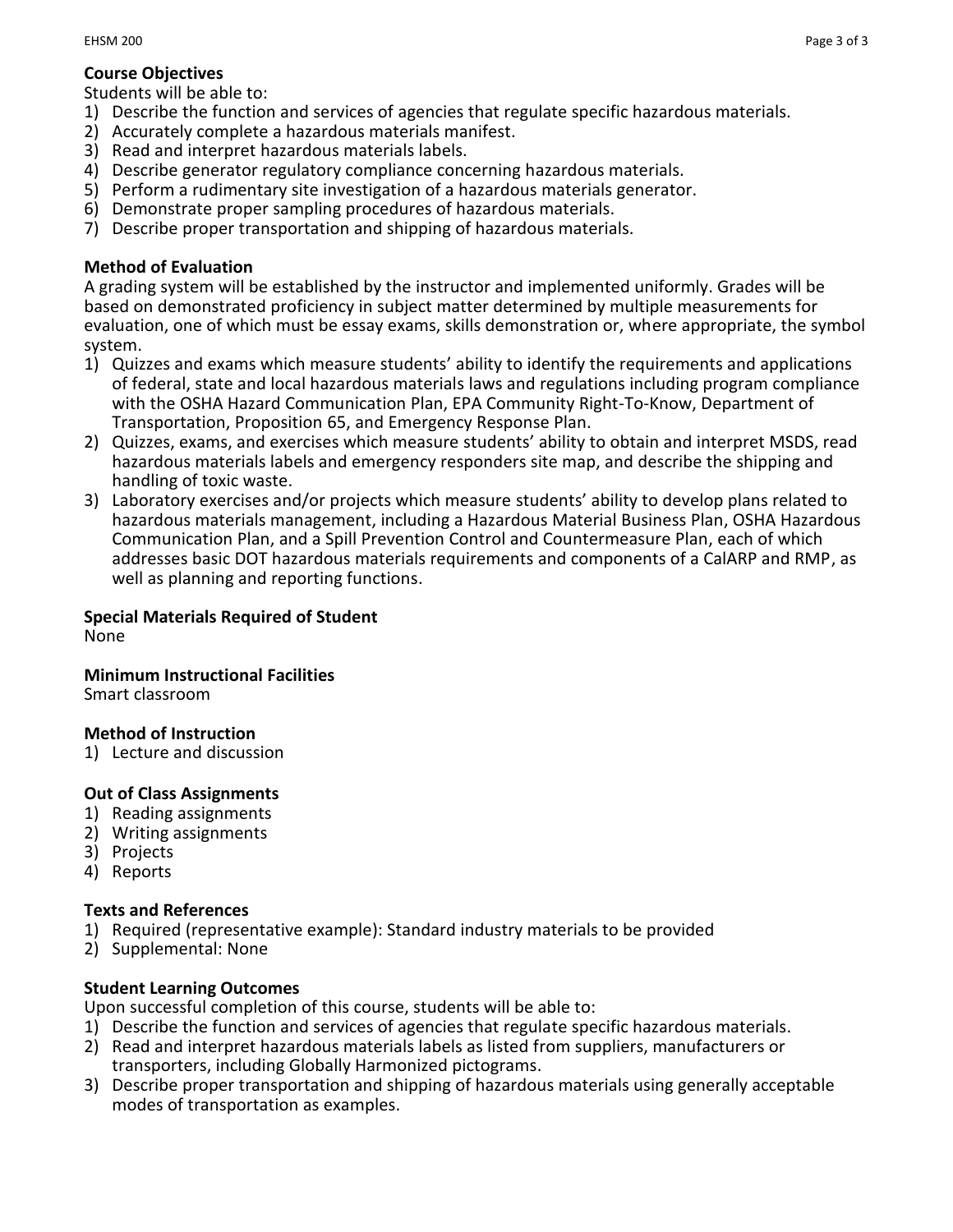**Course Objectives**

Students will be able to:

1) Describe the function and services of agencies that regulate specific hazardous materials.
2) Accurately complete a hazardous materials manifest.
3) Read and interpret hazardous materials labels.
4) Describe generator regulatory compliance concerning hazardous materials.
5) Perform a rudimentary site investigation of a hazardous materials generator.
6) Demonstrate proper sampling procedures of hazardous materials.
7) Describe proper transportation and shipping of hazardous materials.

**Method of Evaluation**

A grading system will be established by the instructor and implemented uniformly. Grades will be based on demonstrated proficiency in subject matter determined by multiple measurements for evaluation, one of which must be essay exams, skills demonstration or, where appropriate, the symbol system.

1) Quizzes and exams which measure students' ability to identify the requirements and applications of federal, state and local hazardous materials laws and regulations including program compliance with the OSHA Hazard Communication Plan, EPA Community Right-To-Know, Department of Transportation, Proposition 65, and Emergency Response Plan.
2) Quizzes, exams, and exercises which measure students' ability to obtain and interpret MSDS, read hazardous materials labels and emergency responders site map, and describe the shipping and handling of toxic waste.
3) Laboratory exercises and/or projects which measure students' ability to develop plans related to hazardous materials management, including a Hazardous Material Business Plan, OSHA Hazardous Communication Plan, and a Spill Prevention Control and Countermeasure Plan, each of which addresses basic DOT hazardous materials requirements and components of a CalARP and RMP, as well as planning and reporting functions.

**Special Materials Required of Student**

None

**Minimum Instructional Facilities**

Smart classroom

**Method of Instruction**

1) Lecture and discussion

**Out of Class Assignments**

1) Reading assignments
2) Writing assignments
3) Projects
4) Reports

**Texts and References**

1) Required (representative example): Standard industry materials to be provided
2) Supplemental: None

**Student Learning Outcomes**

Upon successful completion of this course, students will be able to:

1) Describe the function and services of agencies that regulate specific hazardous materials.
2) Read and interpret hazardous materials labels as listed from suppliers, manufacturers or transporters, including Globally Harmonized pictograms.
3) Describe proper transportation and shipping of hazardous materials using generally acceptable modes of transportation as examples.